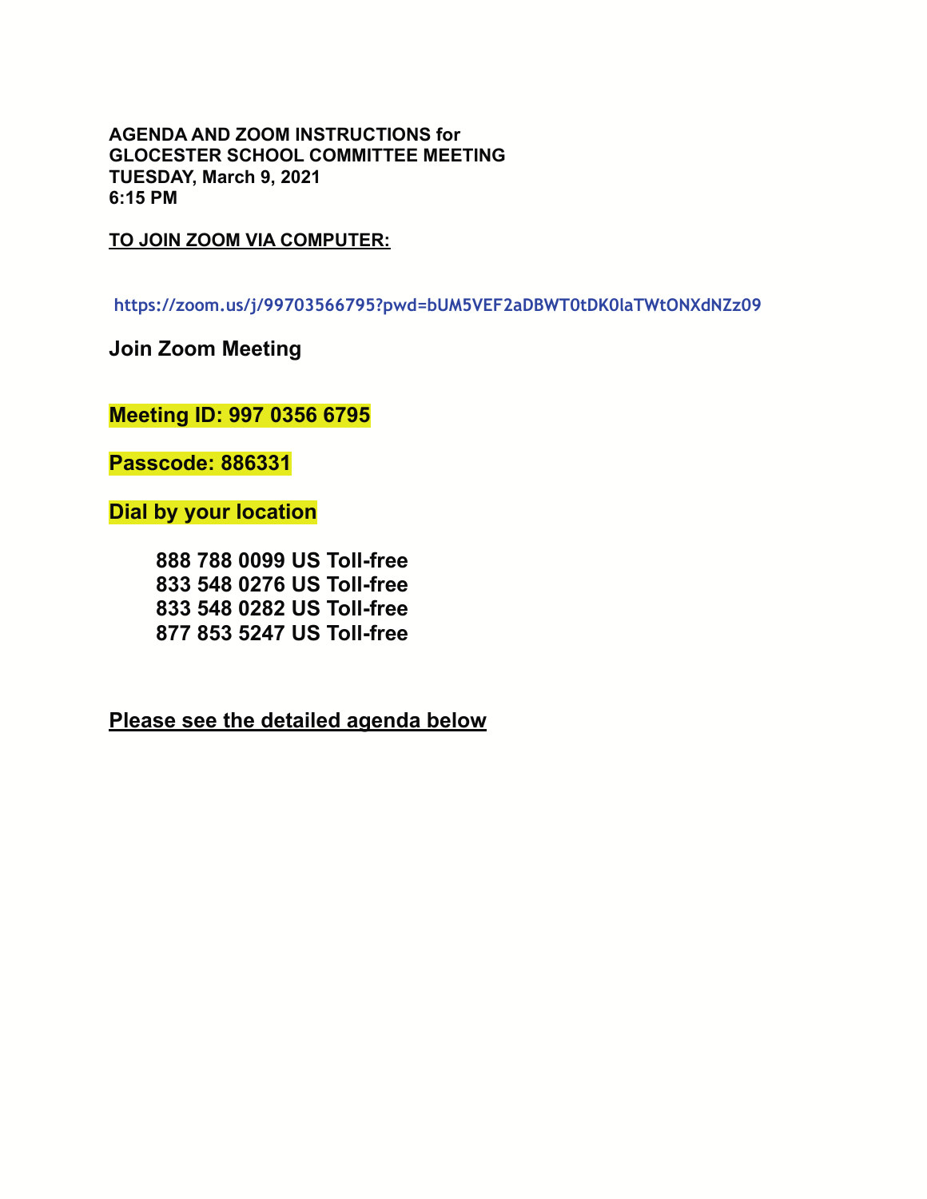**AGENDA AND ZOOM INSTRUCTIONS for**
**GLOCESTER SCHOOL COMMITTEE MEETING**
**TUESDAY, March 9, 2021**
**6:15 PM**

**TO JOIN ZOOM VIA COMPUTER:**

https://zoom.us/j/99703566795?pwd=bUM5VEF2aDBWT0tDK0laTWtONXdNZz09

**Join Zoom Meeting**

**Meeting ID: 997 0356 6795**

**Passcode: 886331**

**Dial by your location**

**888 788 0099 US Toll-free**
**833 548 0276 US Toll-free**
**833 548 0282 US Toll-free**
**877 853 5247 US Toll-free**

**Please see the detailed agenda below**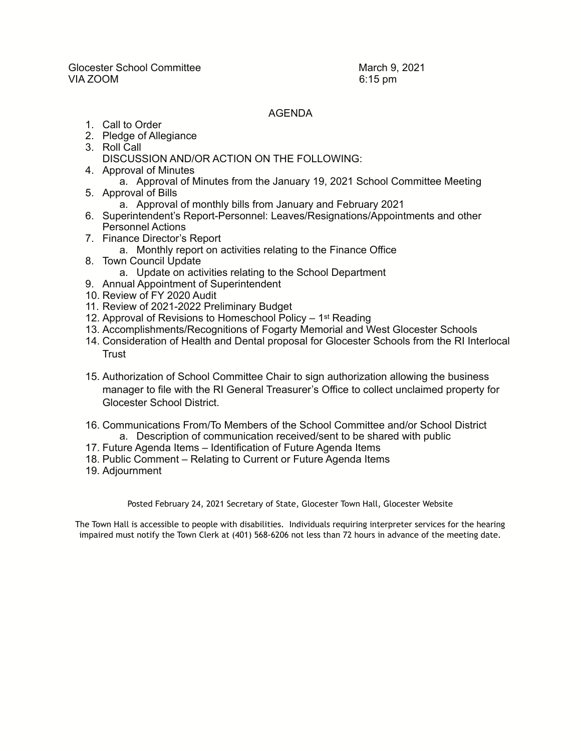Glocester School Committee
VIA ZOOM

March 9, 2021
6:15 pm

## AGENDA

1. Call to Order
2. Pledge of Allegiance
3. Roll Call

   DISCUSSION AND/OR ACTION ON THE FOLLOWING:
4. Approval of Minutes
   a. Approval of Minutes from the January 19, 2021 School Committee Meeting
5. Approval of Bills
   a. Approval of monthly bills from January and February 2021
6. Superintendent's Report-Personnel: Leaves/Resignations/Appointments and other Personnel Actions
7. Finance Director's Report
   a. Monthly report on activities relating to the Finance Office
8. Town Council Update
   a. Update on activities relating to the School Department
9. Annual Appointment of Superintendent
10. Review of FY 2020 Audit
11. Review of 2021-2022 Preliminary Budget
12. Approval of Revisions to Homeschool Policy – 1st Reading
13. Accomplishments/Recognitions of Fogarty Memorial and West Glocester Schools
14. Consideration of Health and Dental proposal for Glocester Schools from the RI Interlocal Trust
15. Authorization of School Committee Chair to sign authorization allowing the business manager to file with the RI General Treasurer's Office to collect unclaimed property for Glocester School District.
16. Communications From/To Members of the School Committee and/or School District
    a. Description of communication received/sent to be shared with public
17. Future Agenda Items – Identification of Future Agenda Items
18. Public Comment – Relating to Current or Future Agenda Items
19. Adjournment

Posted February 24, 2021 Secretary of State, Glocester Town Hall, Glocester Website

The Town Hall is accessible to people with disabilities. Individuals requiring interpreter services for the hearing impaired must notify the Town Clerk at (401) 568-6206 not less than 72 hours in advance of the meeting date.